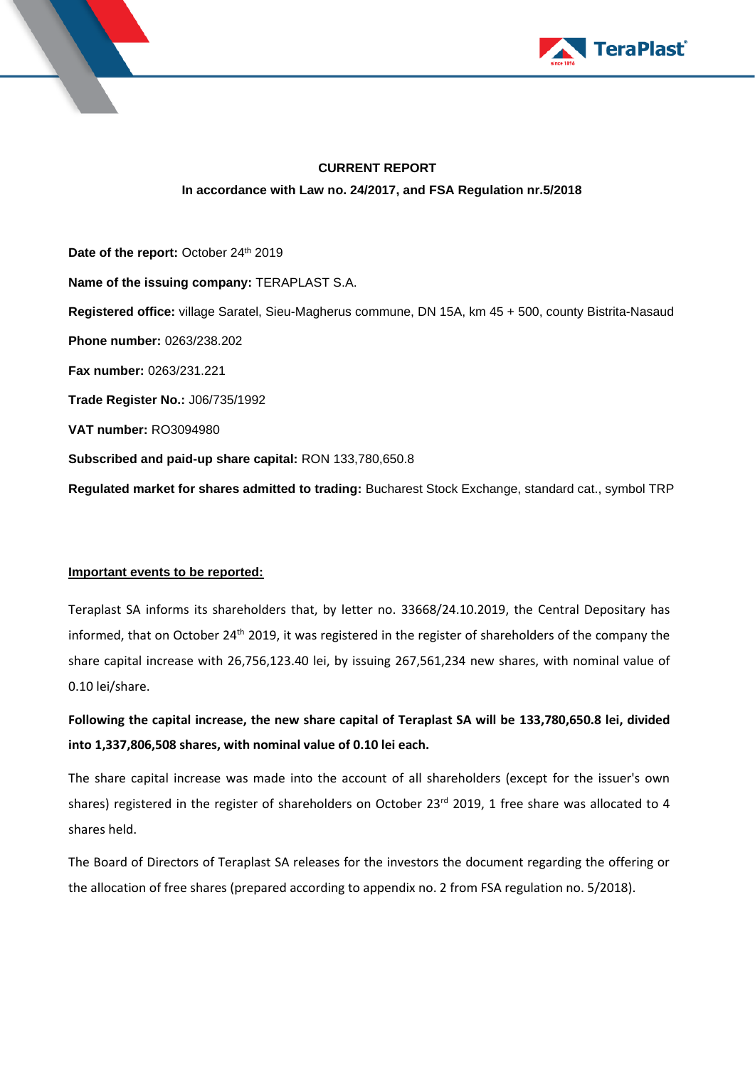**CURRENT REPORT**

**In accordance with Law no. 24/2017, and FSA Regulation nr.5/2018**

**Date of the report:** October 24th 2019

**Name of the issuing company:** TERAPLAST S.A.

**Registered office:** village Saratel, Sieu-Magherus commune, DN 15A, km 45 + 500, county Bistrita-Nasaud

**Phone number:** 0263/238.202

**Fax number:** 0263/231.221

**Trade Register No.:** J06/735/1992

**VAT number:** RO3094980

**Subscribed and paid-up share capital:** RON 133,780,650.8

**Regulated market for shares admitted to trading:** Bucharest Stock Exchange, standard cat., symbol TRP

**Important events to be reported:**

Teraplast SA informs its shareholders that, by letter no. 33668/24.10.2019, the Central Depositary has informed, that on October 24th 2019, it was registered in the register of shareholders of the company the share capital increase with 26,756,123.40 lei, by issuing 267,561,234 new shares, with nominal value of 0.10 lei/share.

**Following the capital increase, the new share capital of Teraplast SA will be 133,780,650.8 lei, divided into 1,337,806,508 shares, with nominal value of 0.10 lei each.**

The share capital increase was made into the account of all shareholders (except for the issuer's own shares) registered in the register of shareholders on October 23rd 2019, 1 free share was allocated to 4 shares held.

The Board of Directors of Teraplast SA releases for the investors the document regarding the offering or the allocation of free shares (prepared according to appendix no. 2 from FSA regulation no. 5/2018).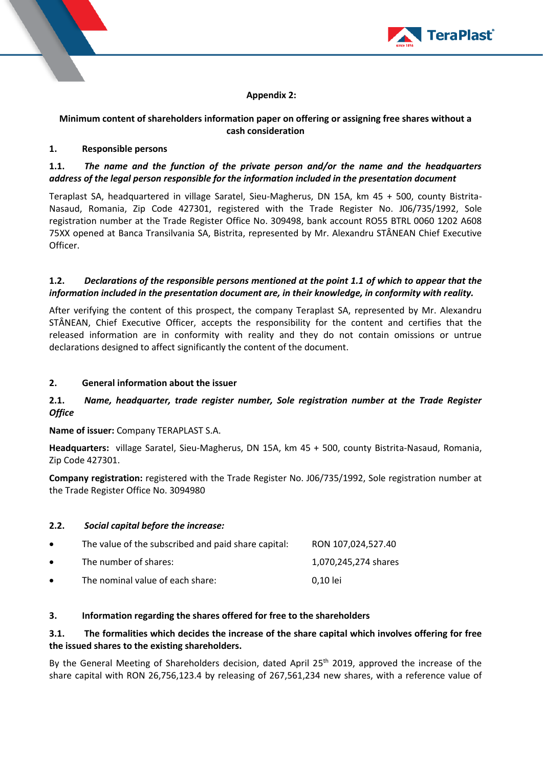**Appendix 2:**

**Minimum content of shareholders information paper on offering or assigning free shares without a cash consideration**

**1. Responsible persons**

***1.1. The name and the function of the private person and/or the name and the headquarters address of the legal person responsible for the information included in the presentation document***

Teraplast SA, headquartered in village Saratel, Sieu-Magherus, DN 15A, km 45 + 500, county Bistrita-Nasaud, Romania, Zip Code 427301, registered with the Trade Register No. J06/735/1992, Sole registration number at the Trade Register Office No. 309498, bank account RO55 BTRL 0060 1202 A608 75XX opened at Banca Transilvania SA, Bistrita, represented by Mr. Alexandru STÂNEAN Chief Executive Officer.

***1.2. Declarations of the responsible persons mentioned at the point 1.1 of which to appear that the information included in the presentation document are, in their knowledge, in conformity with reality.***

After verifying the content of this prospect, the company Teraplast SA, represented by Mr. Alexandru STÂNEAN, Chief Executive Officer, accepts the responsibility for the content and certifies that the released information are in conformity with reality and they do not contain omissions or untrue declarations designed to affect significantly the content of the document.

**2. General information about the issuer**

***2.1. Name, headquarter, trade register number, Sole registration number at the Trade Register Office***

**Name of issuer:** Company TERAPLAST S.A.

**Headquarters:** village Saratel, Sieu-Magherus, DN 15A, km 45 + 500, county Bistrita-Nasaud, Romania, Zip Code 427301.

**Company registration:** registered with the Trade Register No. J06/735/1992, Sole registration number at the Trade Register Office No. 3094980

***2.2. Social capital before the increase:***

- The value of the subscribed and paid share capital: RON 107,024,527.40
- The number of shares: 1,070,245,274 shares
- The nominal value of each share: 0,10 lei

**3. Information regarding the shares offered for free to the shareholders**

**3.1. The formalities which decides the increase of the share capital which involves offering for free the issued shares to the existing shareholders.**

By the General Meeting of Shareholders decision, dated April 25th 2019, approved the increase of the share capital with RON 26,756,123.4 by releasing of 267,561,234 new shares, with a reference value of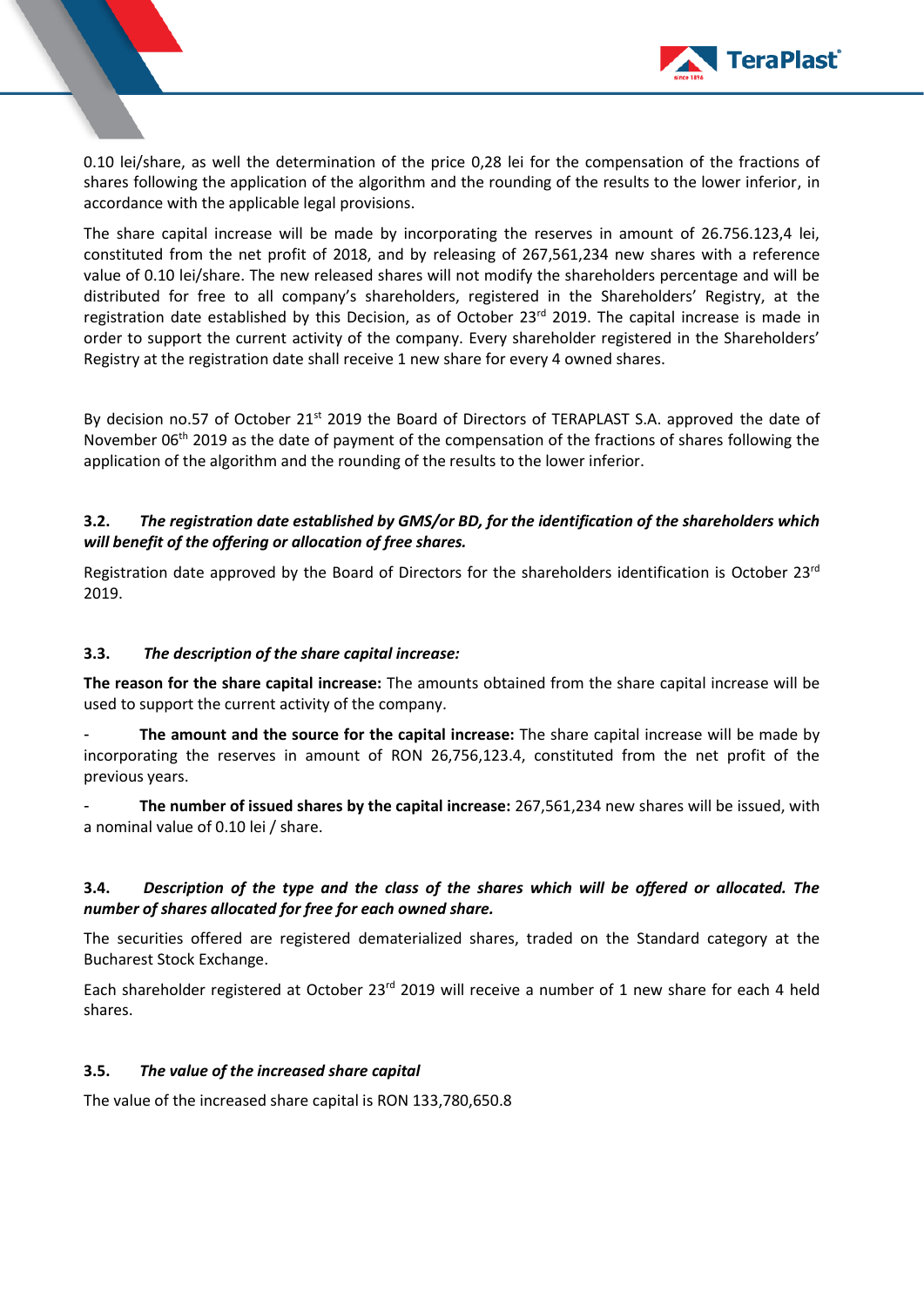0.10 lei/share, as well the determination of the price 0,28 lei for the compensation of the fractions of shares following the application of the algorithm and the rounding of the results to the lower inferior, in accordance with the applicable legal provisions.

The share capital increase will be made by incorporating the reserves in amount of 26.756.123,4 lei, constituted from the net profit of 2018, and by releasing of 267,561,234 new shares with a reference value of 0.10 lei/share. The new released shares will not modify the shareholders percentage and will be distributed for free to all company's shareholders, registered in the Shareholders' Registry, at the registration date established by this Decision, as of October 23rd 2019. The capital increase is made in order to support the current activity of the company. Every shareholder registered in the Shareholders' Registry at the registration date shall receive 1 new share for every 4 owned shares.

By decision no.57 of October 21st 2019 the Board of Directors of TERAPLAST S.A. approved the date of November 06th 2019 as the date of payment of the compensation of the fractions of shares following the application of the algorithm and the rounding of the results to the lower inferior.

### 3.2. *The registration date established by GMS/or BD, for the identification of the shareholders which will benefit of the offering or allocation of free shares.*

Registration date approved by the Board of Directors for the shareholders identification is October 23rd 2019.

### 3.3. *The description of the share capital increase:*

**The reason for the share capital increase:** The amounts obtained from the share capital increase will be used to support the current activity of the company.

- **The amount and the source for the capital increase:** The share capital increase will be made by incorporating the reserves in amount of RON 26,756,123.4, constituted from the net profit of the previous years.

- **The number of issued shares by the capital increase:** 267,561,234 new shares will be issued, with a nominal value of 0.10 lei / share.

### 3.4. *Description of the type and the class of the shares which will be offered or allocated. The number of shares allocated for free for each owned share.*

The securities offered are registered dematerialized shares, traded on the Standard category at the Bucharest Stock Exchange.

Each shareholder registered at October 23rd 2019 will receive a number of 1 new share for each 4 held shares.

### 3.5. *The value of the increased share capital*

The value of the increased share capital is RON 133,780,650.8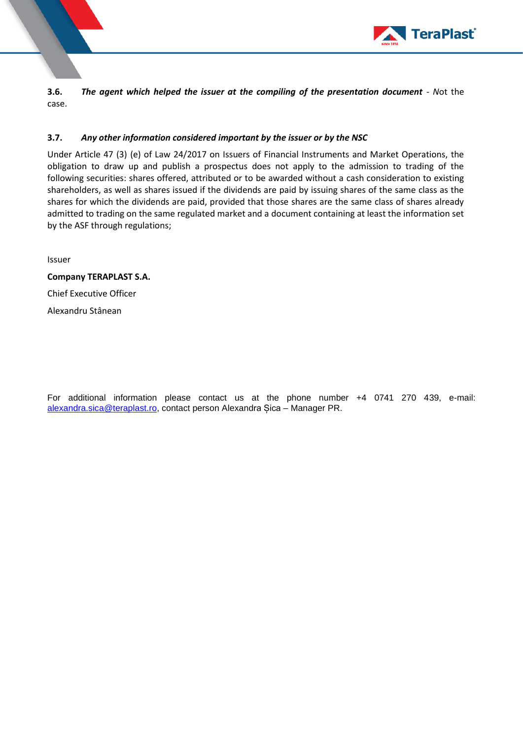**3.6.** ***The agent which helped the issuer at the compiling of the presentation document*** - *N*ot the case.

**3.7.** ***Any other information considered important by the issuer or by the NSC***

Under Article 47 (3) (e) of Law 24/2017 on Issuers of Financial Instruments and Market Operations, the obligation to draw up and publish a prospectus does not apply to the admission to trading of the following securities: shares offered, attributed or to be awarded without a cash consideration to existing shareholders, as well as shares issued if the dividends are paid by issuing shares of the same class as the shares for which the dividends are paid, provided that those shares are the same class of shares already admitted to trading on the same regulated market and a document containing at least the information set by the ASF through regulations;

Issuer

**Company TERAPLAST S.A.**

Chief Executive Officer

Alexandru Stânean

For additional information please contact us at the phone number +4 0741 270 439, e-mail: alexandra.sica@teraplast.ro, contact person Alexandra Șica – Manager PR.